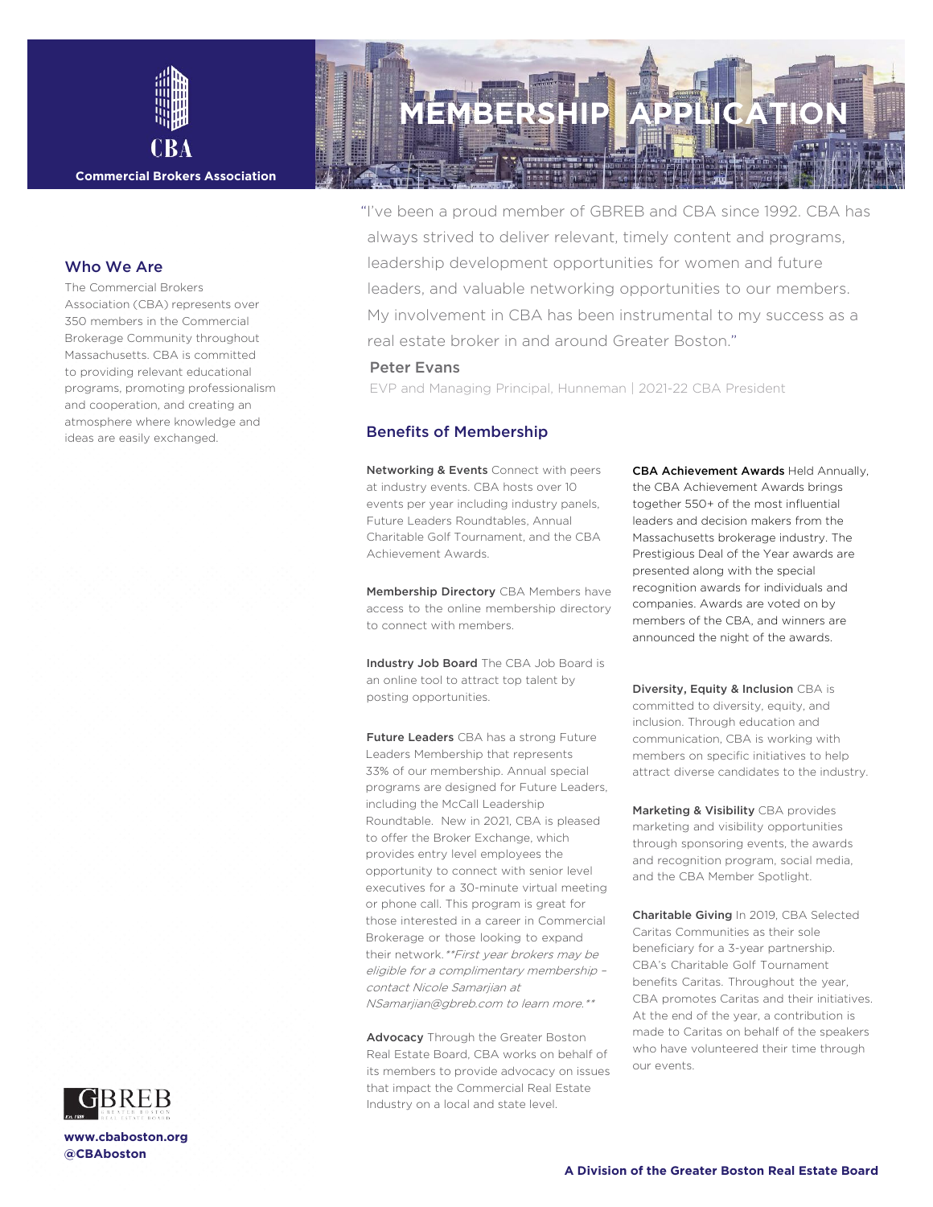CBA

Commercial Brokers Association

# MEMBERSHIP APPLICATION

"I've been a proud member of GBREB and CBA since 1992. CBA has always strived to deliver relevant, timely content and programs, leadership development opportunities for women and future leaders, and valuable networking opportunities to our members. My involvement in CBA has been instrumental to my success as a real estate broker in and around Greater Boston."

**Peter Evans**

EVP and Managing Principal, Hunneman | 2021-22 CBA President

## Who We Are

The Commercial Brokers Association (CBA) represents over 350 members in the Commercial Brokerage Community throughout Massachusetts. CBA is committed to providing relevant educational programs, promoting professionalism and cooperation, and creating an atmosphere where knowledge and ideas are easily exchanged.

## Benefits of Membership

**Networking & Events** Connect with peers at industry events. CBA hosts over 10 events per year including industry panels, Future Leaders Roundtables, Annual Charitable Golf Tournament, and the CBA Achievement Awards.

**Membership Directory** CBA Members have access to the online membership directory to connect with members.

**Industry Job Board** The CBA Job Board is an online tool to attract top talent by posting opportunities.

**Future Leaders** CBA has a strong Future Leaders Membership that represents 33% of our membership. Annual special programs are designed for Future Leaders, including the McCall Leadership Roundtable. New in 2021, CBA is pleased to offer the Broker Exchange, which provides entry level employees the opportunity to connect with senior level executives for a 30-minute virtual meeting or phone call. This program is great for those interested in a career in Commercial Brokerage or those looking to expand their network. *\*\*First year brokers may be eligible for a complimentary membership – contact Nicole Samarjian at NSamarjian@gbreb.com to learn more.\*\**

**Advocacy** Through the Greater Boston Real Estate Board, CBA works on behalf of its members to provide advocacy on issues that impact the Commercial Real Estate Industry on a local and state level.

**CBA Achievement Awards** Held Annually, the CBA Achievement Awards brings together 550+ of the most influential leaders and decision makers from the Massachusetts brokerage industry. The Prestigious Deal of the Year awards are presented along with the special recognition awards for individuals and companies. Awards are voted on by members of the CBA, and winners are announced the night of the awards.

**Diversity, Equity & Inclusion** CBA is committed to diversity, equity, and inclusion. Through education and communication, CBA is working with members on specific initiatives to help attract diverse candidates to the industry.

**Marketing & Visibility** CBA provides marketing and visibility opportunities through sponsoring events, the awards and recognition program, social media, and the CBA Member Spotlight.

**Charitable Giving** In 2019, CBA Selected Caritas Communities as their sole beneficiary for a 3-year partnership. CBA's Charitable Golf Tournament benefits Caritas. Throughout the year, CBA promotes Caritas and their initiatives. At the end of the year, a contribution is made to Caritas on behalf of the speakers who have volunteered their time through our events.

GBREB

**www.cbaboston.org**
**@CBAboston**

**A Division of the Greater Boston Real Estate Board**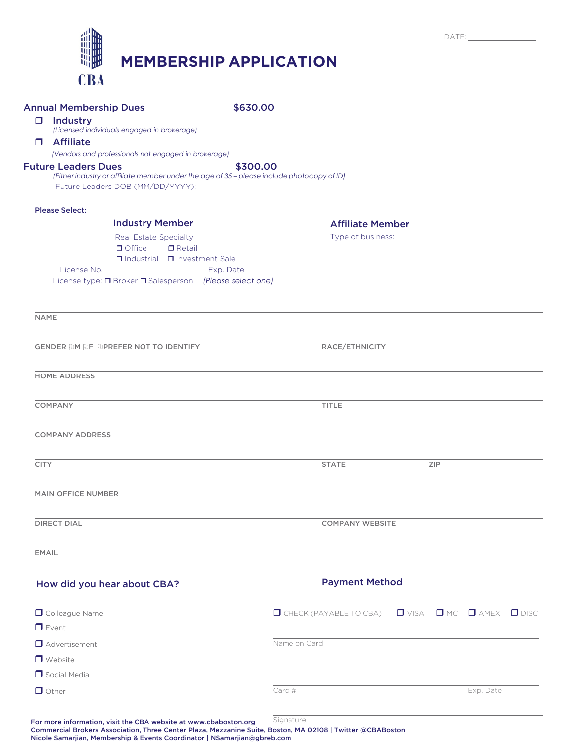DATE: ________________

CBA

# MEMBERSHIP APPLICATION

**Annual Membership Dues** $630.00

- ❒ **Industry**
  *(Licensed individuals engaged in brokerage)*
- ❒ **Affiliate**
  *(Vendors and professionals not engaged in brokerage)*

**Future Leaders Dues** $300.00

*(Either industry or affiliate member under the age of 35 – please include photocopy of ID)*

Future Leaders DOB (MM/DD/YYYY): ____________

**Please Select:**

### Industry Member

Real Estate Specialty

❒ Office ❒ Retail

❒ Industrial ❒ Investment Sale

License No.____________________ Exp. Date ______

License type: ❒ Broker ❒ Salesperson *(Please select one)*

### Affiliate Member

Type of business: ______________________________

NAME

GENDER ❒M ❒F ❒PREFER NOT TO IDENTIFY

RACE/ETHNICITY

HOME ADDRESS

COMPANY

TITLE

COMPANY ADDRESS

CITY

STATE

ZIP

MAIN OFFICE NUMBER

DIRECT DIAL

COMPANY WEBSITE

EMAIL

## How did you hear about CBA?

- ❒ Colleague Name ____________________________
- ❒ Event
- ❒ Advertisement
- ❒ Website
- ❒ Social Media
- ❒ Other ____________________________

## Payment Method

❒ CHECK (PAYABLE TO CBA) ❒ VISA ❒ MC ❒ AMEX ❒ DISC

Name on Card

Card #

Exp. Date

Signature

For more information, visit the CBA website at www.cbaboston.org
Commercial Brokers Association, Three Center Plaza, Mezzanine Suite, Boston, MA 02108 | Twitter @CBABoston
Nicole Samarjian, Membership & Events Coordinator | NSamarjian@gbreb.com